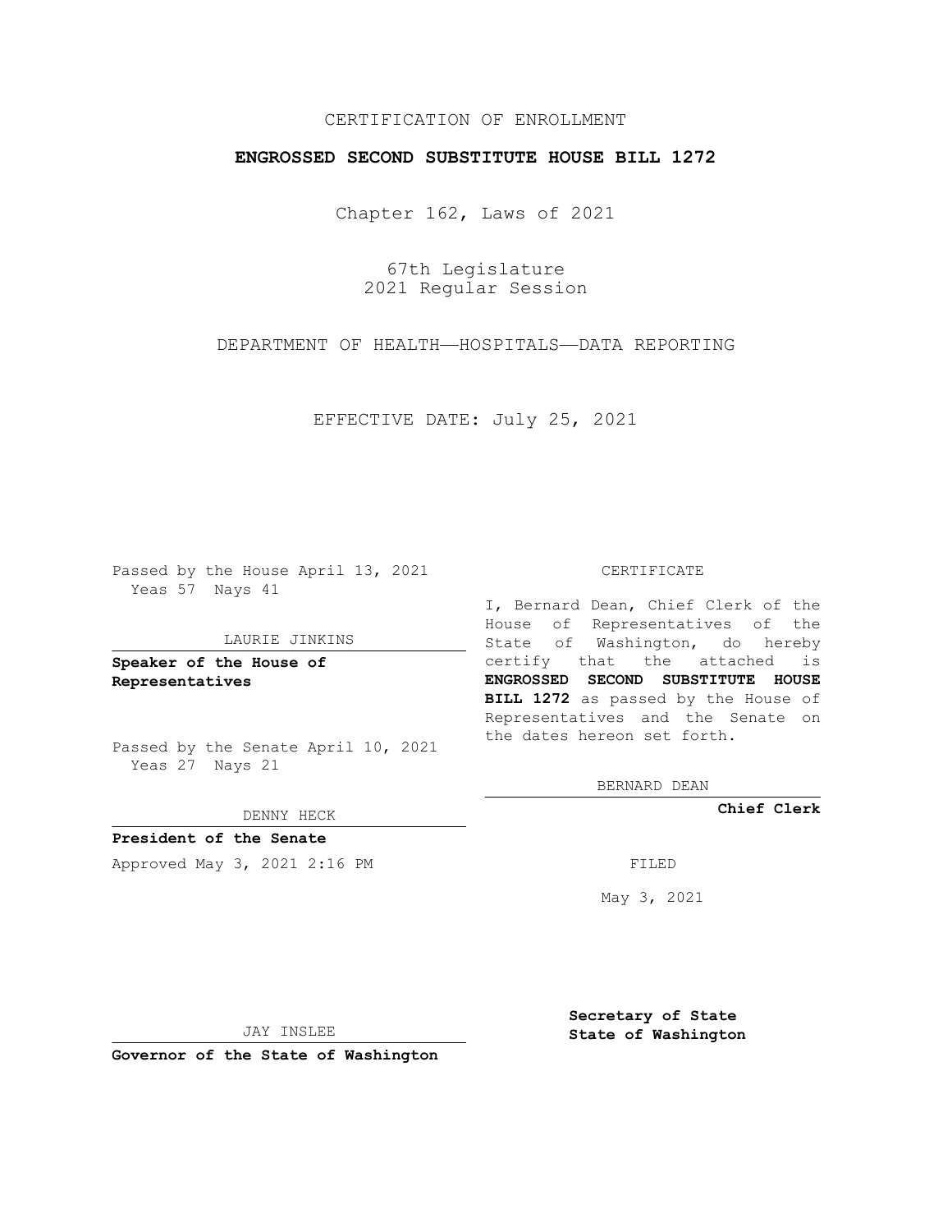CERTIFICATION OF ENROLLMENT

**ENGROSSED SECOND SUBSTITUTE HOUSE BILL 1272**

Chapter 162, Laws of 2021

67th Legislature
2021 Regular Session

DEPARTMENT OF HEALTH—HOSPITALS—DATA REPORTING

EFFECTIVE DATE: July 25, 2021

Passed by the House April 13, 2021
Yeas 57 Nays 41

LAURIE JINKINS

**Speaker of the House of Representatives**

Passed by the Senate April 10, 2021
Yeas 27 Nays 21

DENNY HECK

**President of the Senate**

Approved May 3, 2021 2:16 PM

JAY INSLEE

**Governor of the State of Washington**

CERTIFICATE

I, Bernard Dean, Chief Clerk of the House of Representatives of the State of Washington, do hereby certify that the attached is **ENGROSSED SECOND SUBSTITUTE HOUSE BILL 1272** as passed by the House of Representatives and the Senate on the dates hereon set forth.

BERNARD DEAN

**Chief Clerk**

FILED

May 3, 2021

**Secretary of State**
**State of Washington**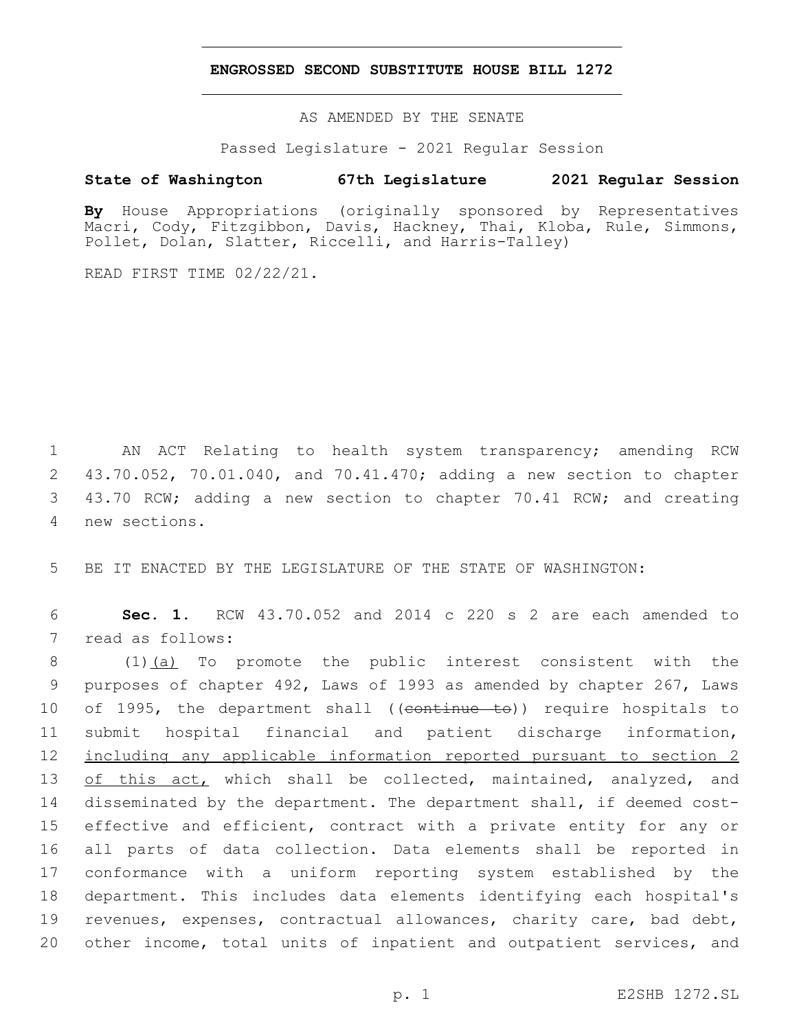# ENGROSSED SECOND SUBSTITUTE HOUSE BILL 1272

AS AMENDED BY THE SENATE

Passed Legislature - 2021 Regular Session

**State of Washington 67th Legislature 2021 Regular Session**

**By** House Appropriations (originally sponsored by Representatives Macri, Cody, Fitzgibbon, Davis, Hackney, Thai, Kloba, Rule, Simmons, Pollet, Dolan, Slatter, Riccelli, and Harris-Talley)

READ FIRST TIME 02/22/21.

1 AN ACT Relating to health system transparency; amending RCW
2 43.70.052, 70.01.040, and 70.41.470; adding a new section to chapter
3 43.70 RCW; adding a new section to chapter 70.41 RCW; and creating
4 new sections.

5 BE IT ENACTED BY THE LEGISLATURE OF THE STATE OF WASHINGTON:

6 **Sec. 1.** RCW 43.70.052 and 2014 c 220 s 2 are each amended to
7 read as follows:

8 (1)<u>(a)</u> To promote the public interest consistent with the
9 purposes of chapter 492, Laws of 1993 as amended by chapter 267, Laws
10 of 1995, the department shall ((~~continue to~~)) require hospitals to
11 submit hospital financial and patient discharge information,
12 <u>including any applicable information reported pursuant to section 2</u>
13 <u>of this act,</u> which shall be collected, maintained, analyzed, and
14 disseminated by the department. The department shall, if deemed cost-
15 effective and efficient, contract with a private entity for any or
16 all parts of data collection. Data elements shall be reported in
17 conformance with a uniform reporting system established by the
18 department. This includes data elements identifying each hospital's
19 revenues, expenses, contractual allowances, charity care, bad debt,
20 other income, total units of inpatient and outpatient services, and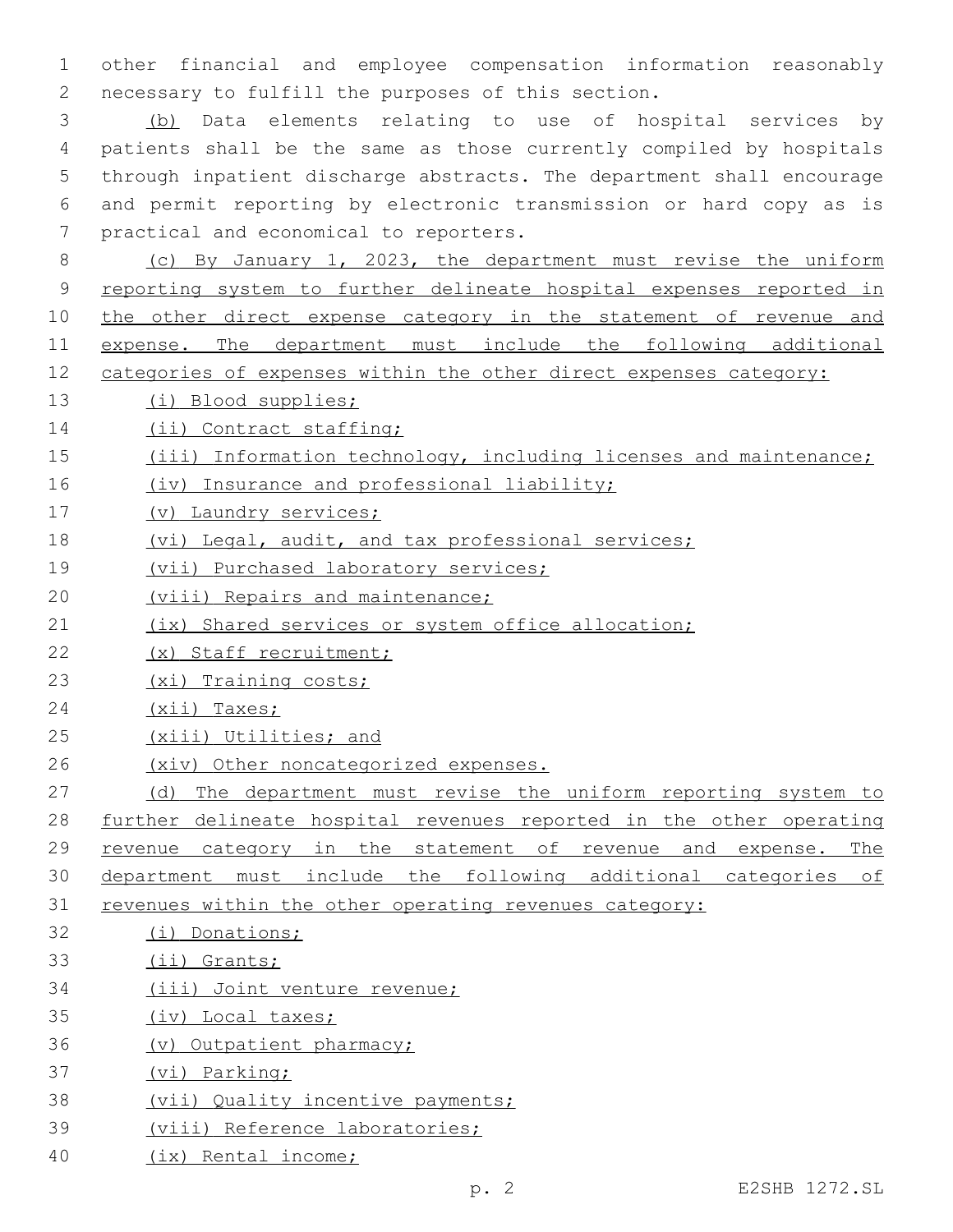other financial and employee compensation information reasonably necessary to fulfill the purposes of this section.

(b) Data elements relating to use of hospital services by patients shall be the same as those currently compiled by hospitals through inpatient discharge abstracts. The department shall encourage and permit reporting by electronic transmission or hard copy as is practical and economical to reporters.

(c) By January 1, 2023, the department must revise the uniform reporting system to further delineate hospital expenses reported in the other direct expense category in the statement of revenue and expense. The department must include the following additional categories of expenses within the other direct expenses category:

(i) Blood supplies;

(ii) Contract staffing;

(iii) Information technology, including licenses and maintenance;

(iv) Insurance and professional liability;

(v) Laundry services;

(vi) Legal, audit, and tax professional services;

(vii) Purchased laboratory services;

(viii) Repairs and maintenance;

(ix) Shared services or system office allocation;

(x) Staff recruitment;

(xi) Training costs;

(xii) Taxes;

(xiii) Utilities; and

(xiv) Other noncategorized expenses.

(d) The department must revise the uniform reporting system to further delineate hospital revenues reported in the other operating revenue category in the statement of revenue and expense. The department must include the following additional categories of revenues within the other operating revenues category:

(i) Donations;

(ii) Grants;

(iii) Joint venture revenue;

(iv) Local taxes;

(v) Outpatient pharmacy;

(vi) Parking;

(vii) Quality incentive payments;

(viii) Reference laboratories;

(ix) Rental income;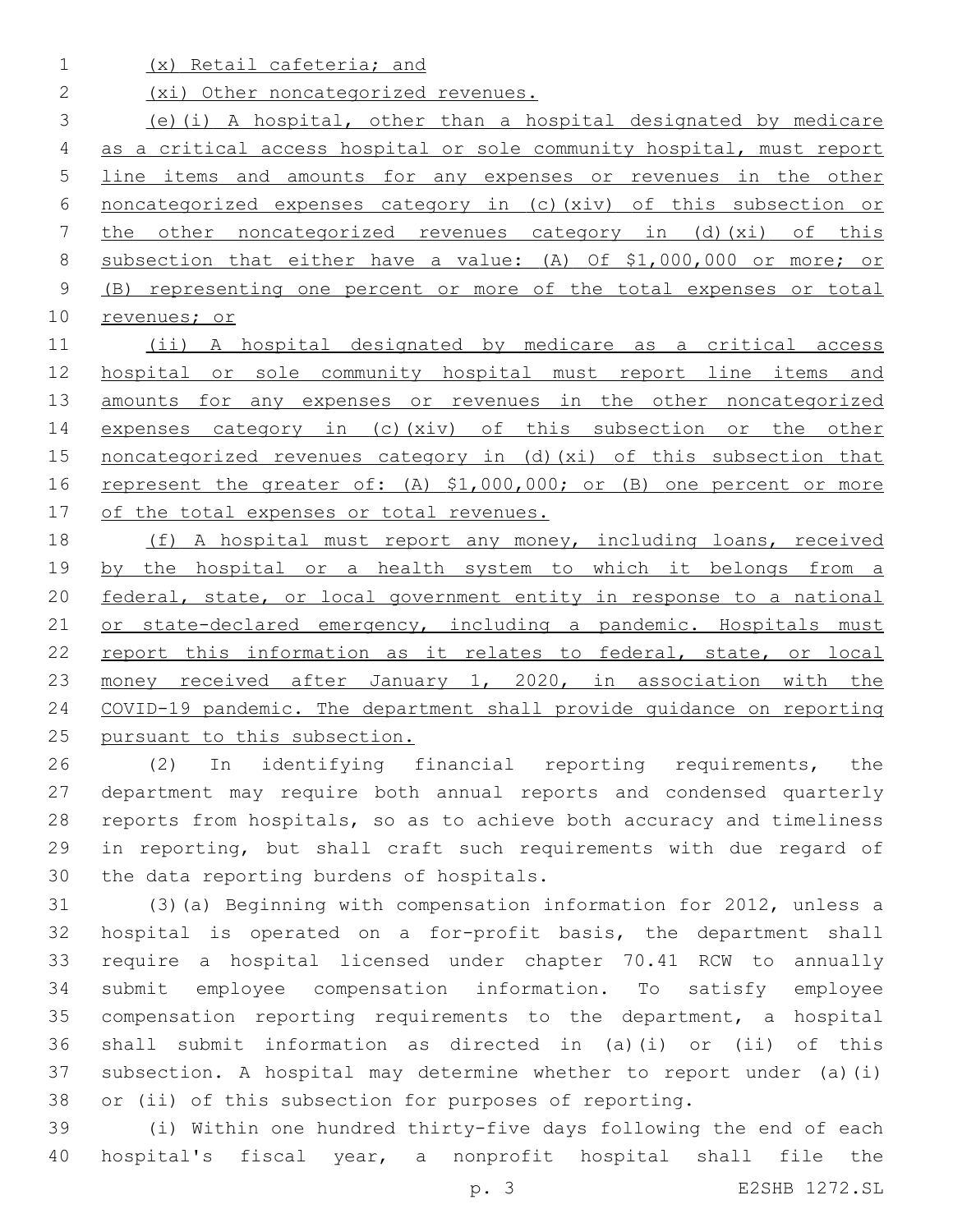(x) Retail cafeteria; and

(xi) Other noncategorized revenues.

(e)(i) A hospital, other than a hospital designated by medicare as a critical access hospital or sole community hospital, must report line items and amounts for any expenses or revenues in the other noncategorized expenses category in (c)(xiv) of this subsection or the other noncategorized revenues category in (d)(xi) of this subsection that either have a value: (A) Of $1,000,000 or more; or (B) representing one percent or more of the total expenses or total revenues; or

(ii) A hospital designated by medicare as a critical access hospital or sole community hospital must report line items and amounts for any expenses or revenues in the other noncategorized expenses category in (c)(xiv) of this subsection or the other noncategorized revenues category in (d)(xi) of this subsection that represent the greater of: (A) $1,000,000; or (B) one percent or more of the total expenses or total revenues.

(f) A hospital must report any money, including loans, received by the hospital or a health system to which it belongs from a federal, state, or local government entity in response to a national or state-declared emergency, including a pandemic. Hospitals must report this information as it relates to federal, state, or local money received after January 1, 2020, in association with the COVID-19 pandemic. The department shall provide guidance on reporting pursuant to this subsection.

(2) In identifying financial reporting requirements, the department may require both annual reports and condensed quarterly reports from hospitals, so as to achieve both accuracy and timeliness in reporting, but shall craft such requirements with due regard of the data reporting burdens of hospitals.

(3)(a) Beginning with compensation information for 2012, unless a hospital is operated on a for-profit basis, the department shall require a hospital licensed under chapter 70.41 RCW to annually submit employee compensation information. To satisfy employee compensation reporting requirements to the department, a hospital shall submit information as directed in (a)(i) or (ii) of this subsection. A hospital may determine whether to report under (a)(i) or (ii) of this subsection for purposes of reporting.

(i) Within one hundred thirty-five days following the end of each hospital's fiscal year, a nonprofit hospital shall file the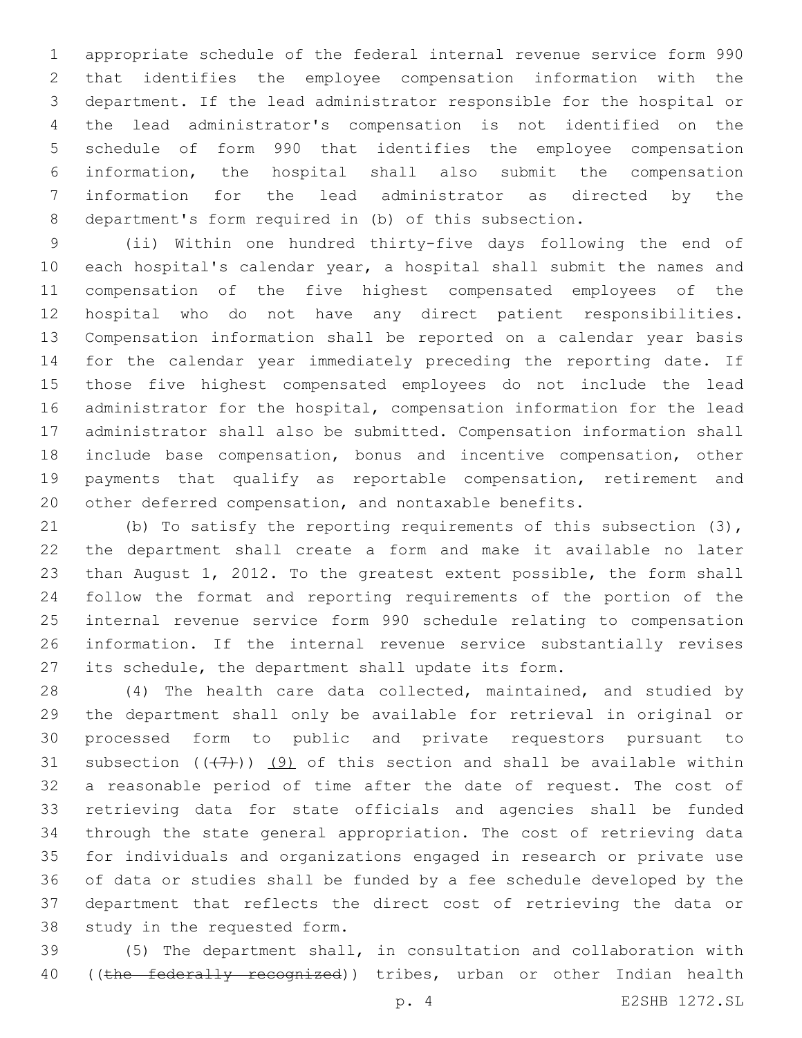appropriate schedule of the federal internal revenue service form 990 that identifies the employee compensation information with the department. If the lead administrator responsible for the hospital or the lead administrator's compensation is not identified on the schedule of form 990 that identifies the employee compensation information, the hospital shall also submit the compensation information for the lead administrator as directed by the department's form required in (b) of this subsection.

(ii) Within one hundred thirty-five days following the end of each hospital's calendar year, a hospital shall submit the names and compensation of the five highest compensated employees of the hospital who do not have any direct patient responsibilities. Compensation information shall be reported on a calendar year basis for the calendar year immediately preceding the reporting date. If those five highest compensated employees do not include the lead administrator for the hospital, compensation information for the lead administrator shall also be submitted. Compensation information shall include base compensation, bonus and incentive compensation, other payments that qualify as reportable compensation, retirement and other deferred compensation, and nontaxable benefits.

(b) To satisfy the reporting requirements of this subsection (3), the department shall create a form and make it available no later than August 1, 2012. To the greatest extent possible, the form shall follow the format and reporting requirements of the portion of the internal revenue service form 990 schedule relating to compensation information. If the internal revenue service substantially revises its schedule, the department shall update its form.

(4) The health care data collected, maintained, and studied by the department shall only be available for retrieval in original or processed form to public and private requestors pursuant to subsection ((~~(7)~~)) (9) of this section and shall be available within a reasonable period of time after the date of request. The cost of retrieving data for state officials and agencies shall be funded through the state general appropriation. The cost of retrieving data for individuals and organizations engaged in research or private use of data or studies shall be funded by a fee schedule developed by the department that reflects the direct cost of retrieving the data or study in the requested form.

(5) The department shall, in consultation and collaboration with ((~~the federally recognized~~)) tribes, urban or other Indian health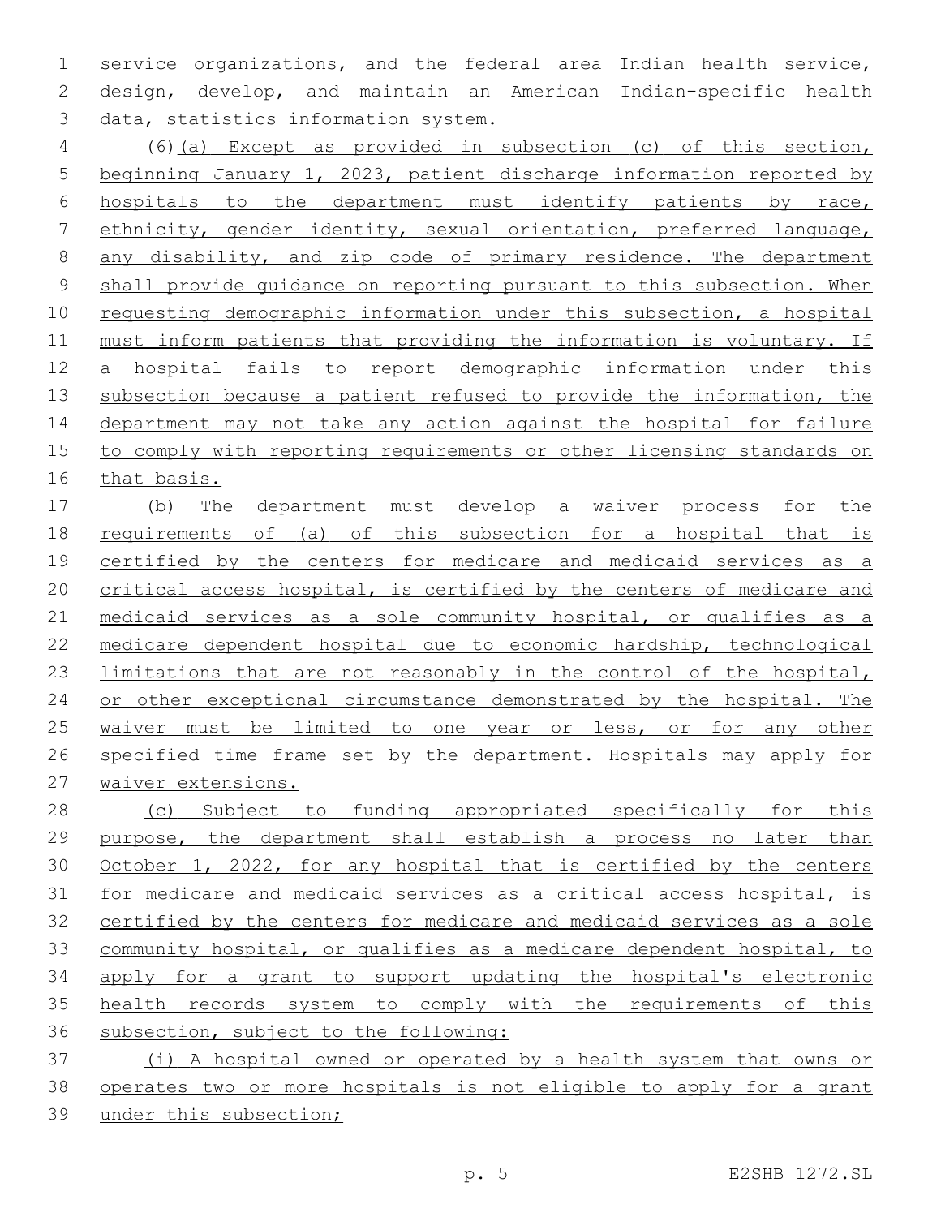service organizations, and the federal area Indian health service, design, develop, and maintain an American Indian-specific health data, statistics information system.

(6)(a) Except as provided in subsection (c) of this section, beginning January 1, 2023, patient discharge information reported by hospitals to the department must identify patients by race, ethnicity, gender identity, sexual orientation, preferred language, any disability, and zip code of primary residence. The department shall provide guidance on reporting pursuant to this subsection. When requesting demographic information under this subsection, a hospital must inform patients that providing the information is voluntary. If a hospital fails to report demographic information under this subsection because a patient refused to provide the information, the department may not take any action against the hospital for failure to comply with reporting requirements or other licensing standards on that basis.

(b) The department must develop a waiver process for the requirements of (a) of this subsection for a hospital that is certified by the centers for medicare and medicaid services as a critical access hospital, is certified by the centers of medicare and medicaid services as a sole community hospital, or qualifies as a medicare dependent hospital due to economic hardship, technological limitations that are not reasonably in the control of the hospital, or other exceptional circumstance demonstrated by the hospital. The waiver must be limited to one year or less, or for any other specified time frame set by the department. Hospitals may apply for waiver extensions.

(c) Subject to funding appropriated specifically for this purpose, the department shall establish a process no later than October 1, 2022, for any hospital that is certified by the centers for medicare and medicaid services as a critical access hospital, is certified by the centers for medicare and medicaid services as a sole community hospital, or qualifies as a medicare dependent hospital, to apply for a grant to support updating the hospital's electronic health records system to comply with the requirements of this subsection, subject to the following:

(i) A hospital owned or operated by a health system that owns or operates two or more hospitals is not eligible to apply for a grant under this subsection;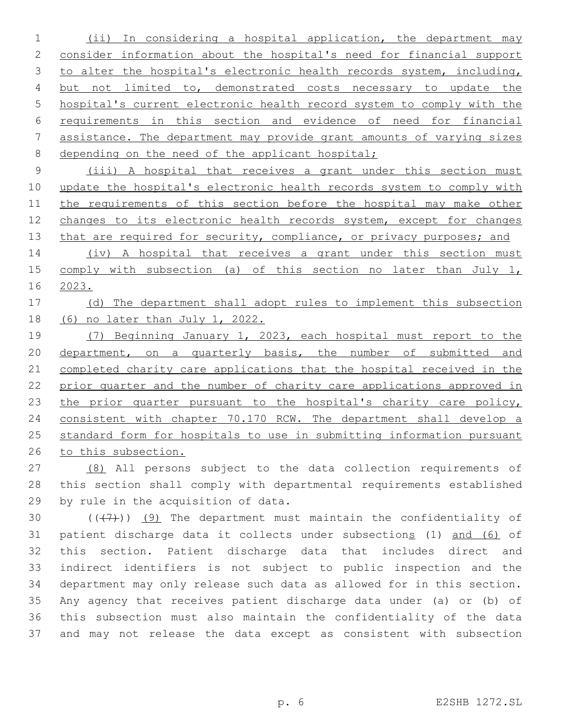(ii) In considering a hospital application, the department may consider information about the hospital's need for financial support to alter the hospital's electronic health records system, including, but not limited to, demonstrated costs necessary to update the hospital's current electronic health record system to comply with the requirements in this section and evidence of need for financial assistance. The department may provide grant amounts of varying sizes depending on the need of the applicant hospital;

(iii) A hospital that receives a grant under this section must update the hospital's electronic health records system to comply with the requirements of this section before the hospital may make other changes to its electronic health records system, except for changes that are required for security, compliance, or privacy purposes; and

(iv) A hospital that receives a grant under this section must comply with subsection (a) of this section no later than July 1, 2023.

(d) The department shall adopt rules to implement this subsection (6) no later than July 1, 2022.

(7) Beginning January 1, 2023, each hospital must report to the department, on a quarterly basis, the number of submitted and completed charity care applications that the hospital received in the prior quarter and the number of charity care applications approved in the prior quarter pursuant to the hospital's charity care policy, consistent with chapter 70.170 RCW. The department shall develop a standard form for hospitals to use in submitting information pursuant to this subsection.

(8) All persons subject to the data collection requirements of this section shall comply with departmental requirements established by rule in the acquisition of data.

~~((7))~~ (9) The department must maintain the confidentiality of patient discharge data it collects under subsections (1) and (6) of this section. Patient discharge data that includes direct and indirect identifiers is not subject to public inspection and the department may only release such data as allowed for in this section. Any agency that receives patient discharge data under (a) or (b) of this subsection must also maintain the confidentiality of the data and may not release the data except as consistent with subsection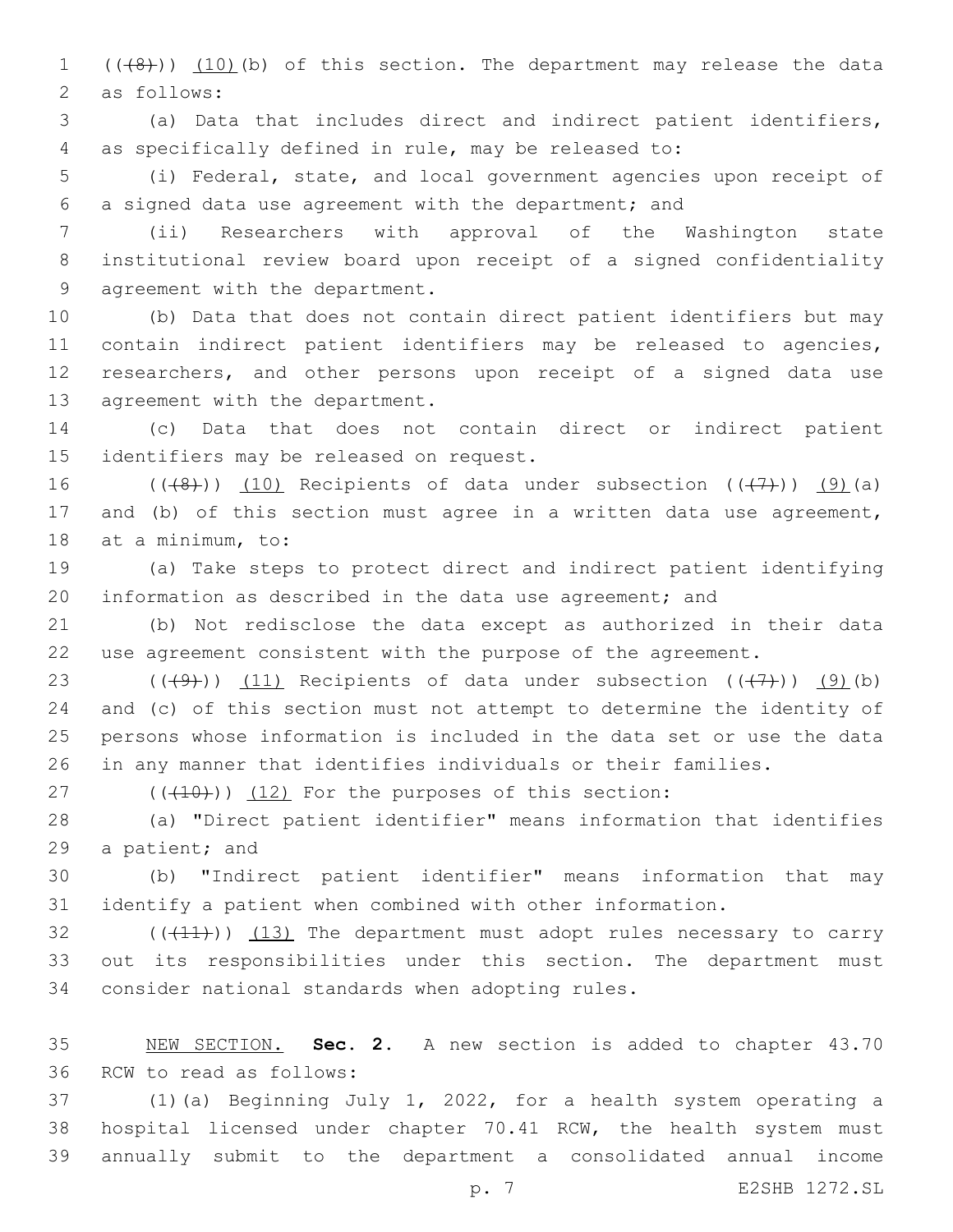((~~(8)~~)) <u>(10)</u>(b) of this section. The department may release the data as follows:

(a) Data that includes direct and indirect patient identifiers, as specifically defined in rule, may be released to:

(i) Federal, state, and local government agencies upon receipt of a signed data use agreement with the department; and

(ii) Researchers with approval of the Washington state institutional review board upon receipt of a signed confidentiality agreement with the department.

(b) Data that does not contain direct patient identifiers but may contain indirect patient identifiers may be released to agencies, researchers, and other persons upon receipt of a signed data use agreement with the department.

(c) Data that does not contain direct or indirect patient identifiers may be released on request.

((~~(8)~~)) <u>(10)</u> Recipients of data under subsection ((~~(7)~~)) <u>(9)</u>(a) and (b) of this section must agree in a written data use agreement, at a minimum, to:

(a) Take steps to protect direct and indirect patient identifying information as described in the data use agreement; and

(b) Not redisclose the data except as authorized in their data use agreement consistent with the purpose of the agreement.

((~~(9)~~)) <u>(11)</u> Recipients of data under subsection ((~~(7)~~)) <u>(9)</u>(b) and (c) of this section must not attempt to determine the identity of persons whose information is included in the data set or use the data in any manner that identifies individuals or their families.

((~~(10)~~)) <u>(12)</u> For the purposes of this section:

(a) "Direct patient identifier" means information that identifies a patient; and

(b) "Indirect patient identifier" means information that may identify a patient when combined with other information.

((~~(11)~~)) <u>(13)</u> The department must adopt rules necessary to carry out its responsibilities under this section. The department must consider national standards when adopting rules.

<u>NEW SECTION.</u> **Sec. 2.** A new section is added to chapter 43.70 RCW to read as follows:

(1)(a) Beginning July 1, 2022, for a health system operating a hospital licensed under chapter 70.41 RCW, the health system must annually submit to the department a consolidated annual income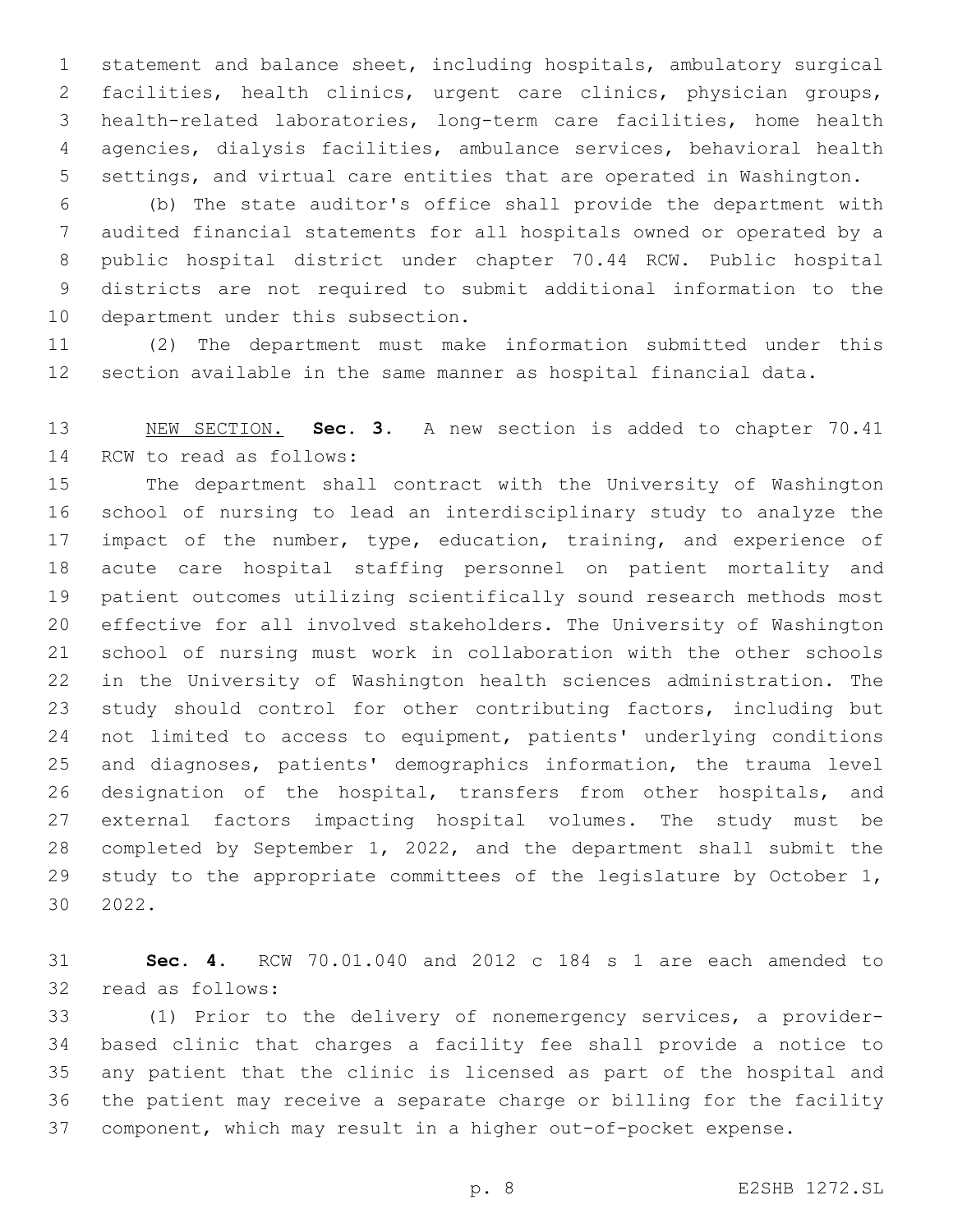statement and balance sheet, including hospitals, ambulatory surgical facilities, health clinics, urgent care clinics, physician groups, health-related laboratories, long-term care facilities, home health agencies, dialysis facilities, ambulance services, behavioral health settings, and virtual care entities that are operated in Washington.

(b) The state auditor's office shall provide the department with audited financial statements for all hospitals owned or operated by a public hospital district under chapter 70.44 RCW. Public hospital districts are not required to submit additional information to the department under this subsection.

(2) The department must make information submitted under this section available in the same manner as hospital financial data.

NEW SECTION. **Sec. 3.** A new section is added to chapter 70.41 RCW to read as follows:

The department shall contract with the University of Washington school of nursing to lead an interdisciplinary study to analyze the impact of the number, type, education, training, and experience of acute care hospital staffing personnel on patient mortality and patient outcomes utilizing scientifically sound research methods most effective for all involved stakeholders. The University of Washington school of nursing must work in collaboration with the other schools in the University of Washington health sciences administration. The study should control for other contributing factors, including but not limited to access to equipment, patients' underlying conditions and diagnoses, patients' demographics information, the trauma level designation of the hospital, transfers from other hospitals, and external factors impacting hospital volumes. The study must be completed by September 1, 2022, and the department shall submit the study to the appropriate committees of the legislature by October 1, 2022.

**Sec. 4.** RCW 70.01.040 and 2012 c 184 s 1 are each amended to read as follows:

(1) Prior to the delivery of nonemergency services, a provider-based clinic that charges a facility fee shall provide a notice to any patient that the clinic is licensed as part of the hospital and the patient may receive a separate charge or billing for the facility component, which may result in a higher out-of-pocket expense.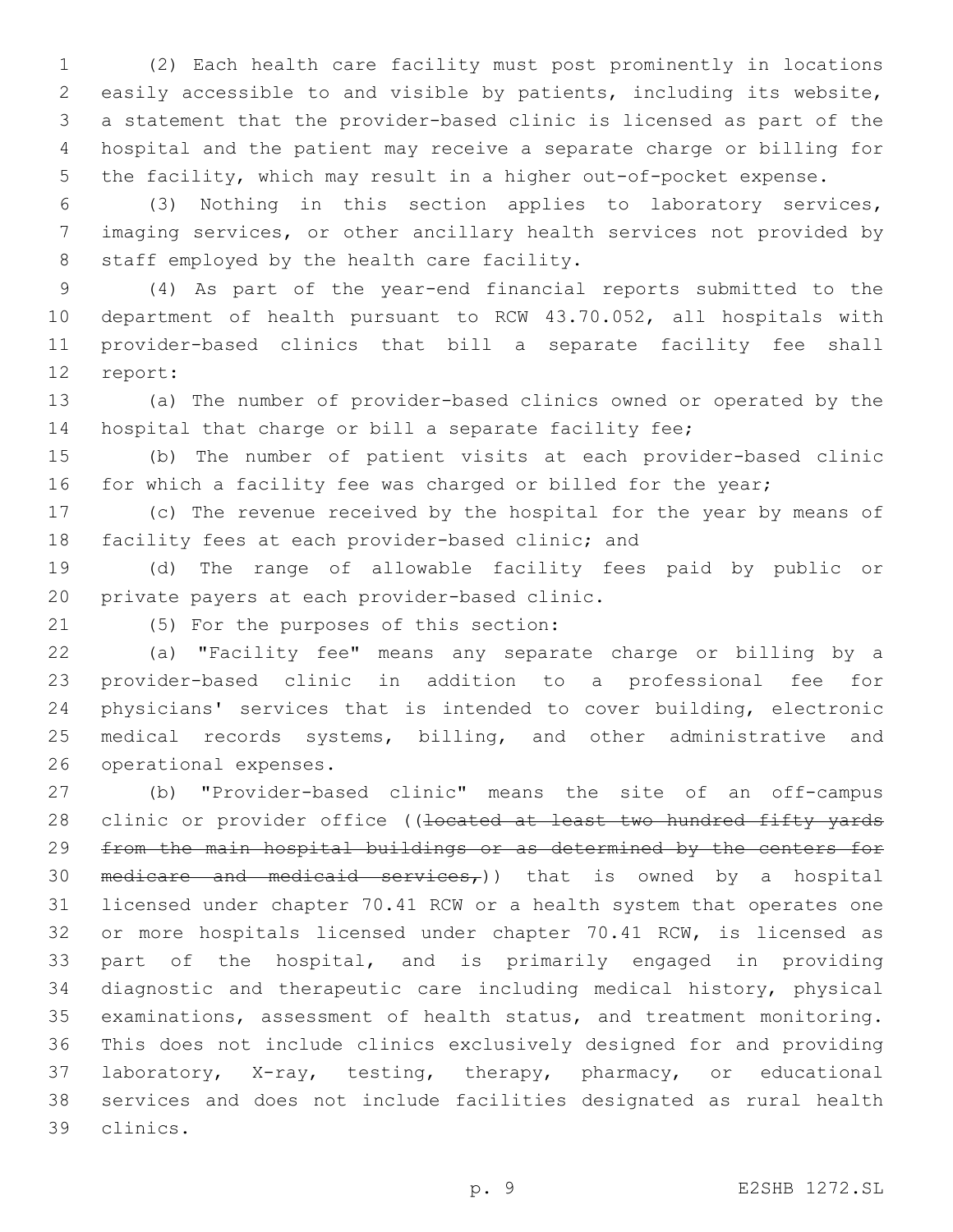(2) Each health care facility must post prominently in locations easily accessible to and visible by patients, including its website, a statement that the provider-based clinic is licensed as part of the hospital and the patient may receive a separate charge or billing for the facility, which may result in a higher out-of-pocket expense.

(3) Nothing in this section applies to laboratory services, imaging services, or other ancillary health services not provided by staff employed by the health care facility.

(4) As part of the year-end financial reports submitted to the department of health pursuant to RCW 43.70.052, all hospitals with provider-based clinics that bill a separate facility fee shall report:

(a) The number of provider-based clinics owned or operated by the hospital that charge or bill a separate facility fee;

(b) The number of patient visits at each provider-based clinic for which a facility fee was charged or billed for the year;

(c) The revenue received by the hospital for the year by means of facility fees at each provider-based clinic; and

(d) The range of allowable facility fees paid by public or private payers at each provider-based clinic.

(5) For the purposes of this section:

(a) "Facility fee" means any separate charge or billing by a provider-based clinic in addition to a professional fee for physicians' services that is intended to cover building, electronic medical records systems, billing, and other administrative and operational expenses.

(b) "Provider-based clinic" means the site of an off-campus clinic or provider office ((~~located at least two hundred fifty yards from the main hospital buildings or as determined by the centers for medicare and medicaid services,~~)) that is owned by a hospital licensed under chapter 70.41 RCW or a health system that operates one or more hospitals licensed under chapter 70.41 RCW, is licensed as part of the hospital, and is primarily engaged in providing diagnostic and therapeutic care including medical history, physical examinations, assessment of health status, and treatment monitoring. This does not include clinics exclusively designed for and providing laboratory, X-ray, testing, therapy, pharmacy, or educational services and does not include facilities designated as rural health clinics.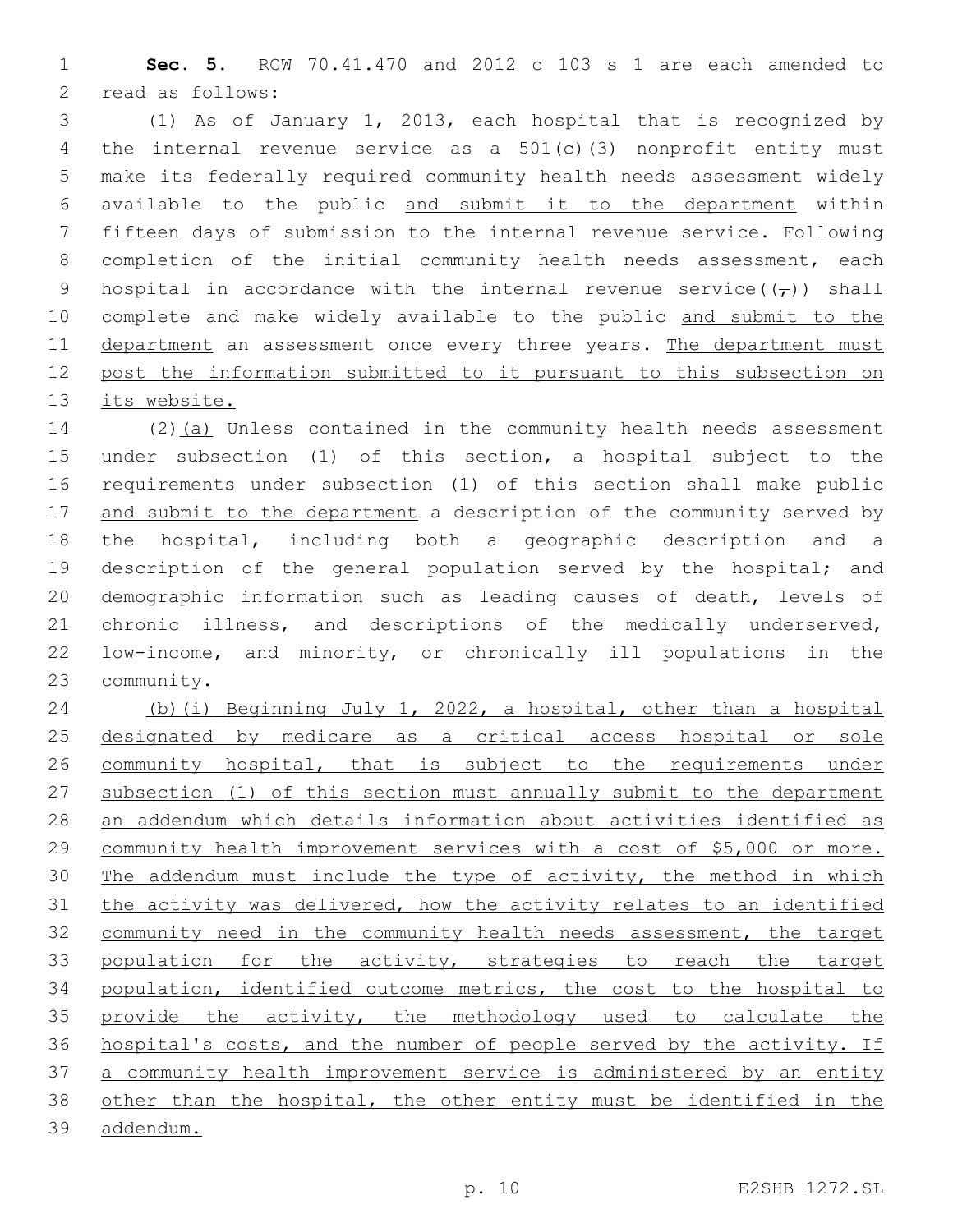**Sec. 5.** RCW 70.41.470 and 2012 c 103 s 1 are each amended to read as follows:

(1) As of January 1, 2013, each hospital that is recognized by the internal revenue service as a 501(c)(3) nonprofit entity must make its federally required community health needs assessment widely available to the public and submit it to the department within fifteen days of submission to the internal revenue service. Following completion of the initial community health needs assessment, each hospital in accordance with the internal revenue service((,)) shall complete and make widely available to the public and submit to the department an assessment once every three years. The department must post the information submitted to it pursuant to this subsection on its website.

(2)(a) Unless contained in the community health needs assessment under subsection (1) of this section, a hospital subject to the requirements under subsection (1) of this section shall make public and submit to the department a description of the community served by the hospital, including both a geographic description and a description of the general population served by the hospital; and demographic information such as leading causes of death, levels of chronic illness, and descriptions of the medically underserved, low-income, and minority, or chronically ill populations in the community.

(b)(i) Beginning July 1, 2022, a hospital, other than a hospital designated by medicare as a critical access hospital or sole community hospital, that is subject to the requirements under subsection (1) of this section must annually submit to the department an addendum which details information about activities identified as community health improvement services with a cost of $5,000 or more. The addendum must include the type of activity, the method in which the activity was delivered, how the activity relates to an identified community need in the community health needs assessment, the target population for the activity, strategies to reach the target population, identified outcome metrics, the cost to the hospital to provide the activity, the methodology used to calculate the hospital's costs, and the number of people served by the activity. If a community health improvement service is administered by an entity other than the hospital, the other entity must be identified in the addendum.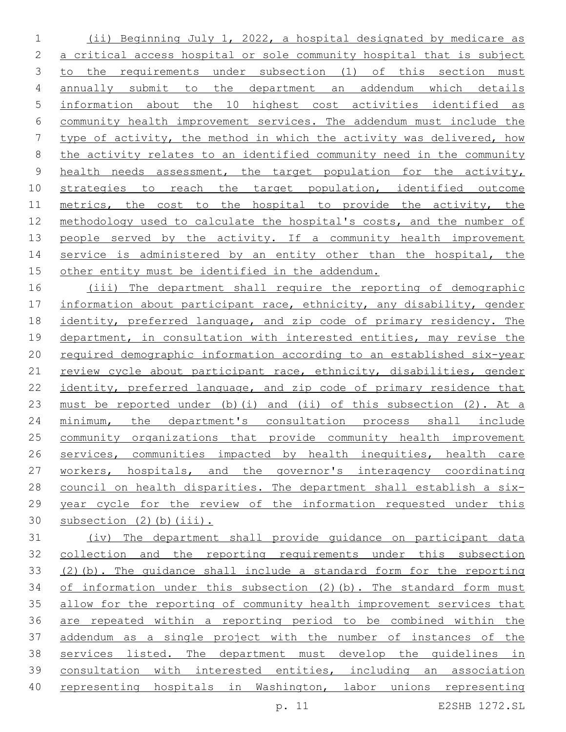(ii) Beginning July 1, 2022, a hospital designated by medicare as a critical access hospital or sole community hospital that is subject to the requirements under subsection (1) of this section must annually submit to the department an addendum which details information about the 10 highest cost activities identified as community health improvement services. The addendum must include the type of activity, the method in which the activity was delivered, how the activity relates to an identified community need in the community health needs assessment, the target population for the activity, strategies to reach the target population, identified outcome metrics, the cost to the hospital to provide the activity, the methodology used to calculate the hospital's costs, and the number of people served by the activity. If a community health improvement service is administered by an entity other than the hospital, the other entity must be identified in the addendum.

(iii) The department shall require the reporting of demographic information about participant race, ethnicity, any disability, gender identity, preferred language, and zip code of primary residency. The department, in consultation with interested entities, may revise the required demographic information according to an established six-year review cycle about participant race, ethnicity, disabilities, gender identity, preferred language, and zip code of primary residence that must be reported under (b)(i) and (ii) of this subsection (2). At a minimum, the department's consultation process shall include community organizations that provide community health improvement services, communities impacted by health inequities, health care workers, hospitals, and the governor's interagency coordinating council on health disparities. The department shall establish a six-year cycle for the review of the information requested under this subsection (2)(b)(iii).

(iv) The department shall provide guidance on participant data collection and the reporting requirements under this subsection (2)(b). The guidance shall include a standard form for the reporting of information under this subsection (2)(b). The standard form must allow for the reporting of community health improvement services that are repeated within a reporting period to be combined within the addendum as a single project with the number of instances of the services listed. The department must develop the guidelines in consultation with interested entities, including an association representing hospitals in Washington, labor unions representing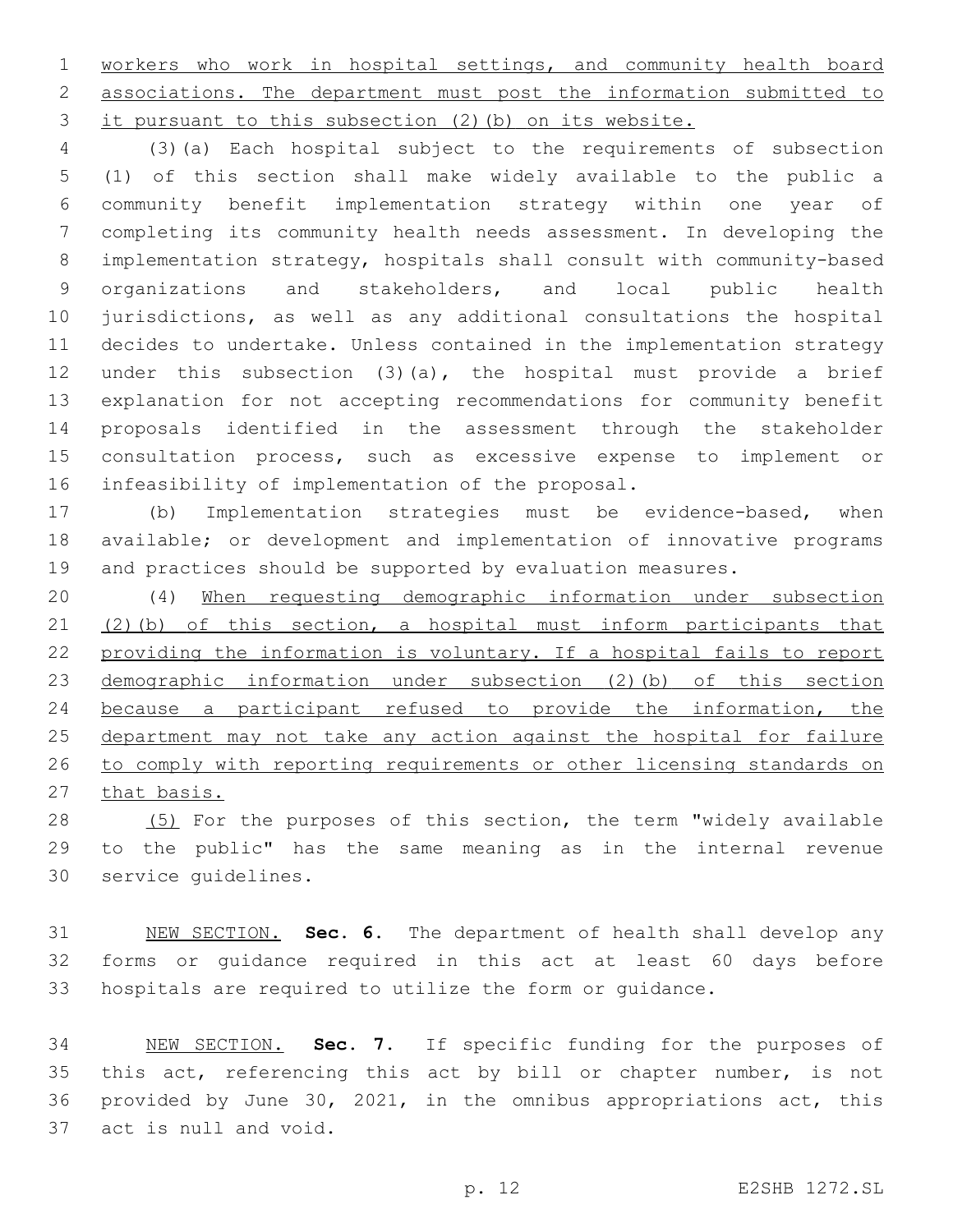workers who work in hospital settings, and community health board associations. The department must post the information submitted to it pursuant to this subsection (2)(b) on its website.

(3)(a) Each hospital subject to the requirements of subsection (1) of this section shall make widely available to the public a community benefit implementation strategy within one year of completing its community health needs assessment. In developing the implementation strategy, hospitals shall consult with community-based organizations and stakeholders, and local public health jurisdictions, as well as any additional consultations the hospital decides to undertake. Unless contained in the implementation strategy under this subsection (3)(a), the hospital must provide a brief explanation for not accepting recommendations for community benefit proposals identified in the assessment through the stakeholder consultation process, such as excessive expense to implement or infeasibility of implementation of the proposal.

(b) Implementation strategies must be evidence-based, when available; or development and implementation of innovative programs and practices should be supported by evaluation measures.

(4) When requesting demographic information under subsection (2)(b) of this section, a hospital must inform participants that providing the information is voluntary. If a hospital fails to report demographic information under subsection (2)(b) of this section because a participant refused to provide the information, the department may not take any action against the hospital for failure to comply with reporting requirements or other licensing standards on that basis.

(5) For the purposes of this section, the term "widely available to the public" has the same meaning as in the internal revenue service guidelines.

NEW SECTION. **Sec. 6.** The department of health shall develop any forms or guidance required in this act at least 60 days before hospitals are required to utilize the form or guidance.

NEW SECTION. **Sec. 7.** If specific funding for the purposes of this act, referencing this act by bill or chapter number, is not provided by June 30, 2021, in the omnibus appropriations act, this act is null and void.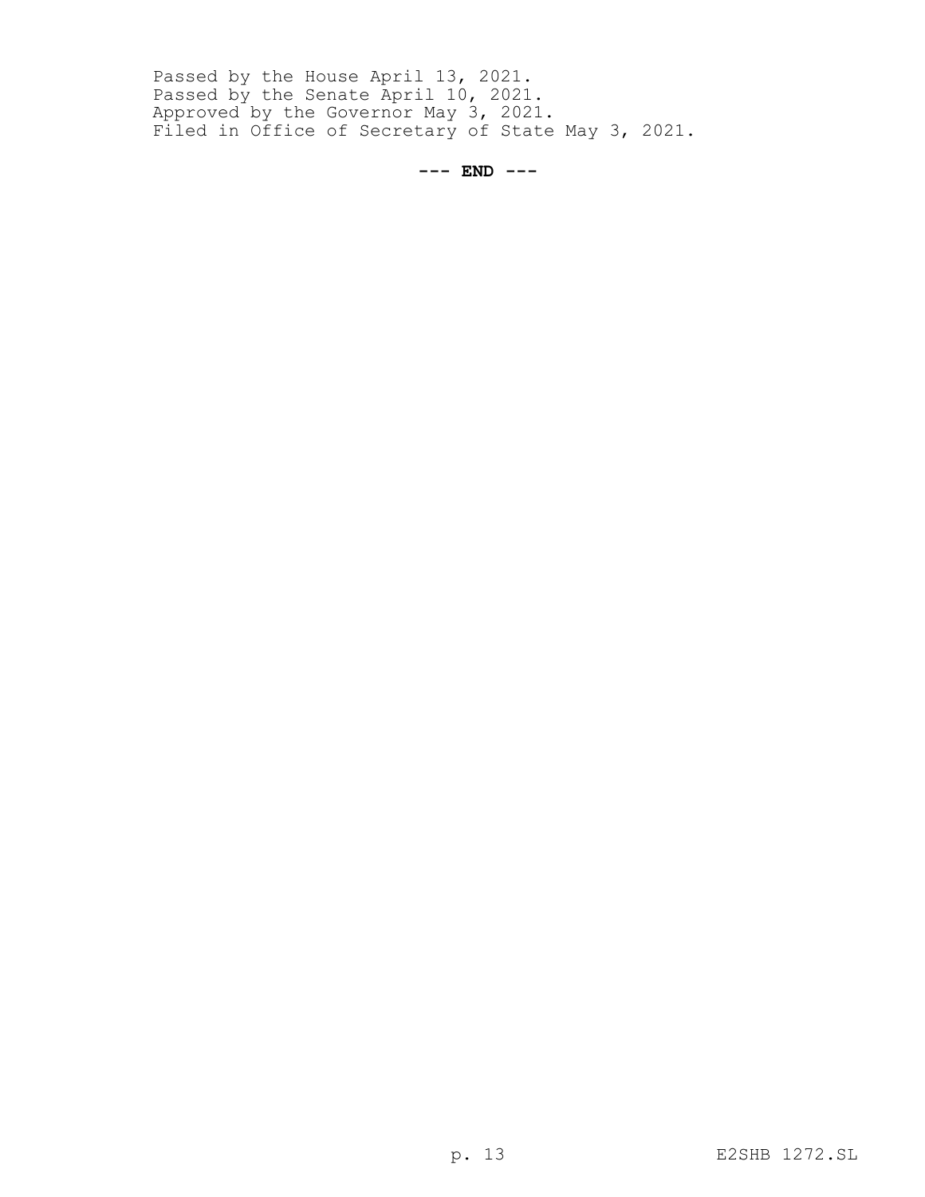Passed by the House April 13, 2021.
Passed by the Senate April 10, 2021.
Approved by the Governor May 3, 2021.
Filed in Office of Secretary of State May 3, 2021.

**--- END ---**